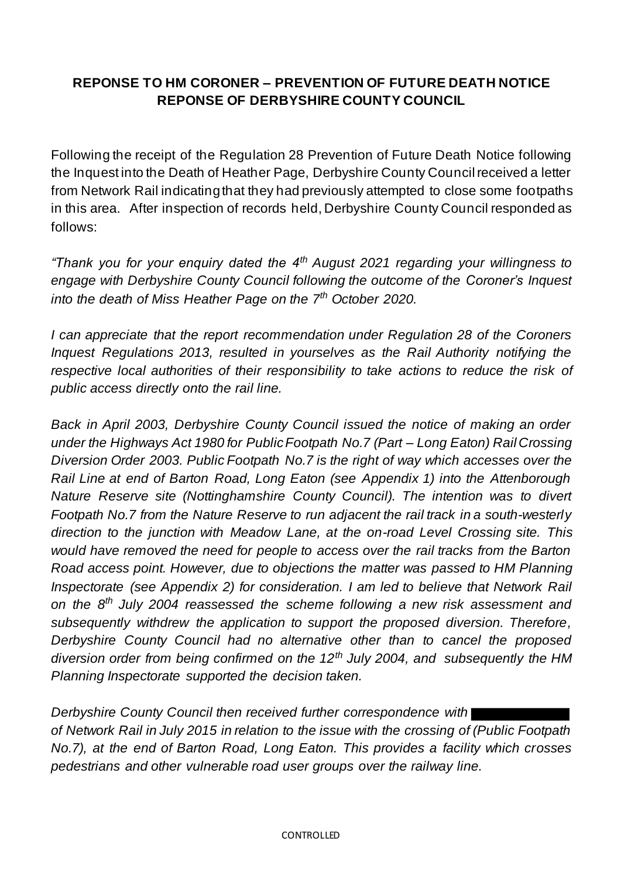**REPONSE TO HM CORONER – PREVENTION OF FUTURE DEATH NOTICE REPONSE OF DERBYSHIRE COUNTY COUNCIL**

Following the receipt of the Regulation 28 Prevention of Future Death Notice following the Inquest into the Death of Heather Page, Derbyshire County Council received a letter from Network Rail indicating that they had previously attempted to close some footpaths in this area. After inspection of records held, Derbyshire County Council responded as follows:

*"Thank you for your enquiry dated the 4th August 2021 regarding your willingness to engage with Derbyshire County Council following the outcome of the Coroner's Inquest into the death of Miss Heather Page on the 7th October 2020.*

*I can appreciate that the report recommendation under Regulation 28 of the Coroners Inquest Regulations 2013, resulted in yourselves as the Rail Authority notifying the respective local authorities of their responsibility to take actions to reduce the risk of public access directly onto the rail line.*

*Back in April 2003, Derbyshire County Council issued the notice of making an order under the Highways Act 1980 for Public Footpath No.7 (Part – Long Eaton) Rail Crossing Diversion Order 2003. Public Footpath No.7 is the right of way which accesses over the Rail Line at end of Barton Road, Long Eaton (see Appendix 1) into the Attenborough Nature Reserve site (Nottinghamshire County Council). The intention was to divert Footpath No.7 from the Nature Reserve to run adjacent the rail track in a south-westerly direction to the junction with Meadow Lane, at the on-road Level Crossing site. This would have removed the need for people to access over the rail tracks from the Barton Road access point. However, due to objections the matter was passed to HM Planning Inspectorate (see Appendix 2) for consideration. I am led to believe that Network Rail on the 8th July 2004 reassessed the scheme following a new risk assessment and subsequently withdrew the application to support the proposed diversion. Therefore, Derbyshire County Council had no alternative other than to cancel the proposed diversion order from being confirmed on the 12th July 2004, and subsequently the HM Planning Inspectorate supported the decision taken.*

*Derbyshire County Council then received further correspondence with [REDACTED] of Network Rail in July 2015 in relation to the issue with the crossing of (Public Footpath No.7), at the end of Barton Road, Long Eaton. This provides a facility which crosses pedestrians and other vulnerable road user groups over the railway line.*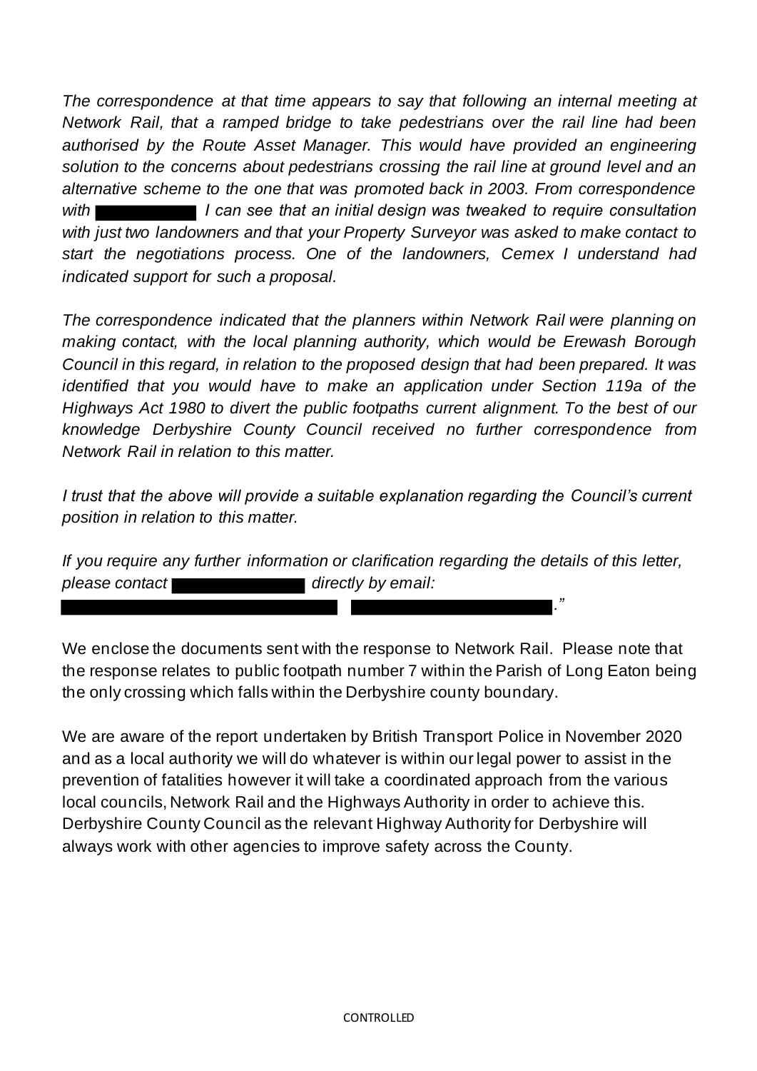*The correspondence at that time appears to say that following an internal meeting at Network Rail, that a ramped bridge to take pedestrians over the rail line had been authorised by the Route Asset Manager. This would have provided an engineering solution to the concerns about pedestrians crossing the rail line at ground level and an alternative scheme to the one that was promoted back in 2003. From correspondence with ██████ I can see that an initial design was tweaked to require consultation with just two landowners and that your Property Surveyor was asked to make contact to start the negotiations process. One of the landowners, Cemex I understand had indicated support for such a proposal.*

*The correspondence indicated that the planners within Network Rail were planning on making contact, with the local planning authority, which would be Erewash Borough Council in this regard, in relation to the proposed design that had been prepared. It was identified that you would have to make an application under Section 119a of the Highways Act 1980 to divert the public footpaths current alignment. To the best of our knowledge Derbyshire County Council received no further correspondence from Network Rail in relation to this matter.*

*I trust that the above will provide a suitable explanation regarding the Council's current position in relation to this matter.*

*If you require any further information or clarification regarding the details of this letter, please contact ██████ directly by email: ██████ ██████."*

We enclose the documents sent with the response to Network Rail. Please note that the response relates to public footpath number 7 within the Parish of Long Eaton being the only crossing which falls within the Derbyshire county boundary.

We are aware of the report undertaken by British Transport Police in November 2020 and as a local authority we will do whatever is within our legal power to assist in the prevention of fatalities however it will take a coordinated approach from the various local councils, Network Rail and the Highways Authority in order to achieve this. Derbyshire County Council as the relevant Highway Authority for Derbyshire will always work with other agencies to improve safety across the County.

CONTROLLED